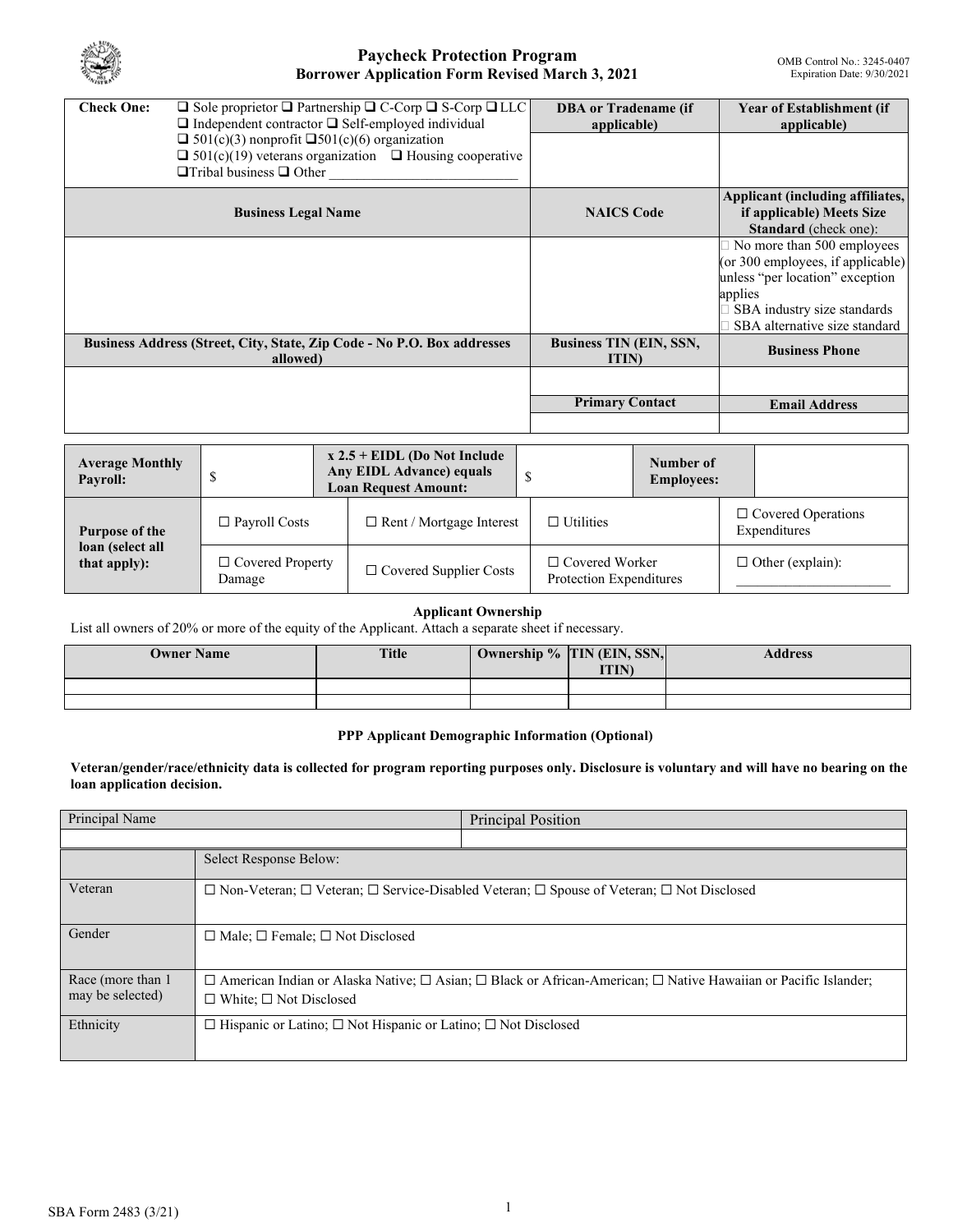# Paycheck Protection Program
## Borrower Application Form Revised March 3, 2021

OMB Control No.: 3245-0407
Expiration Date: 9/30/2021

| **Check One:** ❑ Sole proprietor ❑ Partnership ❑ C-Corp ❑ S-Corp ❑ LLC ❑ Independent contractor ❑ Self-employed individual ❑ 501(c)(3) nonprofit ❑ 501(c)(6) organization ❑ 501(c)(19) veterans organization ❑ Housing cooperative ❑ Tribal business ❑ Other ___________ | **DBA or Tradename (if applicable)** | **Year of Establishment (if applicable)** |
|---|---|---|
| | | |
| **Business Legal Name** | **NAICS Code** | **Applicant (including affiliates, if applicable) Meets Size Standard** (check one): |
| | | ☐ No more than 500 employees (or 300 employees, if applicable) unless "per location" exception applies ☐ SBA industry size standards ☐ SBA alternative size standard |
| **Business Address (Street, City, State, Zip Code - No P.O. Box addresses allowed)** | **Business TIN (EIN, SSN, ITIN)** | **Business Phone** |
| | | |
| | **Primary Contact** | **Email Address** |
| | | |

| **Average Monthly Payroll:** | $ | **x 2.5 + EIDL (Do Not Include Any EIDL Advance) equals Loan Request Amount:** | $ | **Number of Employees:** | |
|---|---|---|---|---|---|
| **Purpose of the loan (select all that apply):** | ☐ Payroll Costs | ☐ Rent / Mortgage Interest | ☐ Utilities | ☐ Covered Operations Expenditures | |
| | ☐ Covered Property Damage | ☐ Covered Supplier Costs | ☐ Covered Worker Protection Expenditures | ☐ Other (explain): ___________ | |

### Applicant Ownership

List all owners of 20% or more of the equity of the Applicant. Attach a separate sheet if necessary.

| Owner Name | Title | Ownership % | TIN (EIN, SSN, ITIN) | Address |
|---|---|---|---|---|
| | | | | |
| | | | | |

### PPP Applicant Demographic Information (Optional)

**Veteran/gender/race/ethnicity data is collected for program reporting purposes only. Disclosure is voluntary and will have no bearing on the loan application decision.**

| Principal Name | Principal Position |
|---|---|
| | |

| | Select Response Below: |
|---|---|
| Veteran | ☐ Non-Veteran; ☐ Veteran; ☐ Service-Disabled Veteran; ☐ Spouse of Veteran; ☐ Not Disclosed |
| Gender | ☐ Male; ☐ Female; ☐ Not Disclosed |
| Race (more than 1 may be selected) | ☐ American Indian or Alaska Native; ☐ Asian; ☐ Black or African-American; ☐ Native Hawaiian or Pacific Islander; ☐ White; ☐ Not Disclosed |
| Ethnicity | ☐ Hispanic or Latino; ☐ Not Hispanic or Latino; ☐ Not Disclosed |

SBA Form 2483 (3/21)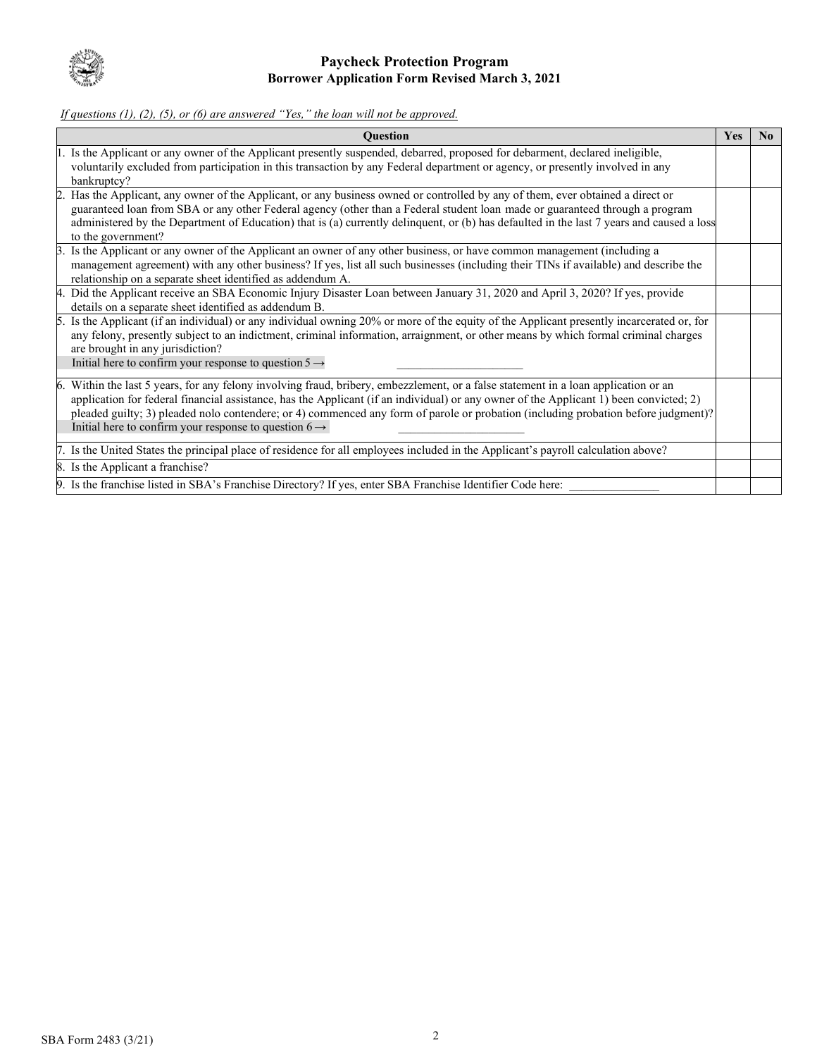# Paycheck Protection Program
## Borrower Application Form Revised March 3, 2021

*If questions (1), (2), (5), or (6) are answered "Yes," the loan will not be approved.*

| Question | Yes | No |
|---|---|---|
| 1. Is the Applicant or any owner of the Applicant presently suspended, debarred, proposed for debarment, declared ineligible, voluntarily excluded from participation in this transaction by any Federal department or agency, or presently involved in any bankruptcy? | | |
| 2. Has the Applicant, any owner of the Applicant, or any business owned or controlled by any of them, ever obtained a direct or guaranteed loan from SBA or any other Federal agency (other than a Federal student loan made or guaranteed through a program administered by the Department of Education) that is (a) currently delinquent, or (b) has defaulted in the last 7 years and caused a loss to the government? | | |
| 3. Is the Applicant or any owner of the Applicant an owner of any other business, or have common management (including a management agreement) with any other business? If yes, list all such businesses (including their TINs if available) and describe the relationship on a separate sheet identified as addendum A. | | |
| 4. Did the Applicant receive an SBA Economic Injury Disaster Loan between January 31, 2020 and April 3, 2020? If yes, provide details on a separate sheet identified as addendum B. | | |
| 5. Is the Applicant (if an individual) or any individual owning 20% or more of the equity of the Applicant presently incarcerated or, for any felony, presently subject to an indictment, criminal information, arraignment, or other means by which formal criminal charges are brought in any jurisdiction?<br>Initial here to confirm your response to question 5 → ____________________ | | |
| 6. Within the last 5 years, for any felony involving fraud, bribery, embezzlement, or a false statement in a loan application or an application for federal financial assistance, has the Applicant (if an individual) or any owner of the Applicant 1) been convicted; 2) pleaded guilty; 3) pleaded nolo contendere; or 4) commenced any form of parole or probation (including probation before judgment)?<br>Initial here to confirm your response to question 6 → ____________________ | | |
| 7. Is the United States the principal place of residence for all employees included in the Applicant's payroll calculation above? | | |
| 8. Is the Applicant a franchise? | | |
| 9. Is the franchise listed in SBA's Franchise Directory? If yes, enter SBA Franchise Identifier Code here: ______________ | | |

SBA Form 2483 (3/21)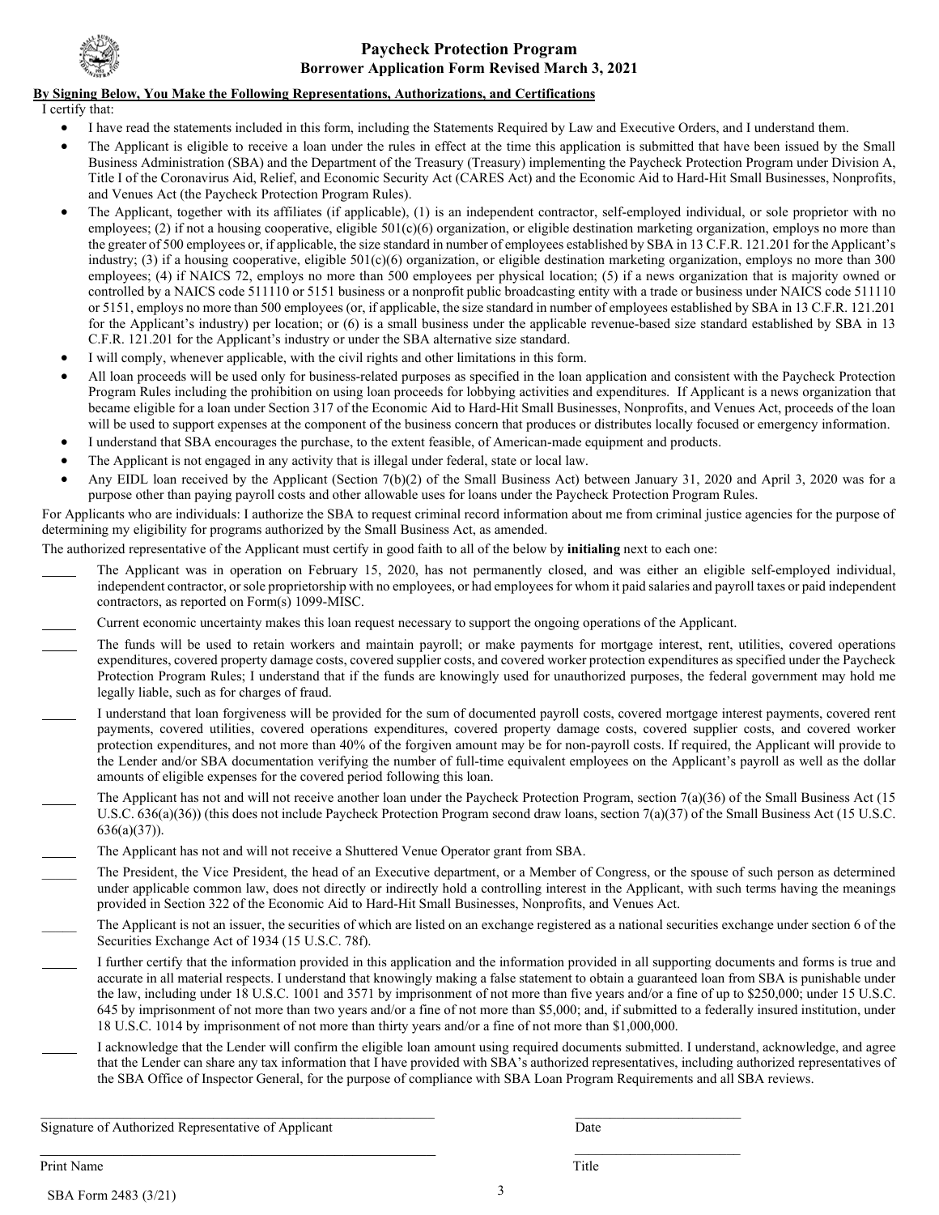# Paycheck Protection Program

## Borrower Application Form Revised March 3, 2021

**By Signing Below, You Make the Following Representations, Authorizations, and Certifications**

I certify that:

- I have read the statements included in this form, including the Statements Required by Law and Executive Orders, and I understand them.
- The Applicant is eligible to receive a loan under the rules in effect at the time this application is submitted that have been issued by the Small Business Administration (SBA) and the Department of the Treasury (Treasury) implementing the Paycheck Protection Program under Division A, Title I of the Coronavirus Aid, Relief, and Economic Security Act (CARES Act) and the Economic Aid to Hard-Hit Small Businesses, Nonprofits, and Venues Act (the Paycheck Protection Program Rules).
- The Applicant, together with its affiliates (if applicable), (1) is an independent contractor, self-employed individual, or sole proprietor with no employees; (2) if not a housing cooperative, eligible 501(c)(6) organization, or eligible destination marketing organization, employs no more than the greater of 500 employees or, if applicable, the size standard in number of employees established by SBA in 13 C.F.R. 121.201 for the Applicant's industry; (3) if a housing cooperative, eligible 501(c)(6) organization, or eligible destination marketing organization, employs no more than 300 employees; (4) if NAICS 72, employs no more than 500 employees per physical location; (5) if a news organization that is majority owned or controlled by a NAICS code 511110 or 5151 business or a nonprofit public broadcasting entity with a trade or business under NAICS code 511110 or 5151, employs no more than 500 employees (or, if applicable, the size standard in number of employees established by SBA in 13 C.F.R. 121.201 for the Applicant's industry) per location; or (6) is a small business under the applicable revenue-based size standard established by SBA in 13 C.F.R. 121.201 for the Applicant's industry or under the SBA alternative size standard.
- I will comply, whenever applicable, with the civil rights and other limitations in this form.
- All loan proceeds will be used only for business-related purposes as specified in the loan application and consistent with the Paycheck Protection Program Rules including the prohibition on using loan proceeds for lobbying activities and expenditures. If Applicant is a news organization that became eligible for a loan under Section 317 of the Economic Aid to Hard-Hit Small Businesses, Nonprofits, and Venues Act, proceeds of the loan will be used to support expenses at the component of the business concern that produces or distributes locally focused or emergency information.
- I understand that SBA encourages the purchase, to the extent feasible, of American-made equipment and products.
- The Applicant is not engaged in any activity that is illegal under federal, state or local law.
- Any EIDL loan received by the Applicant (Section 7(b)(2) of the Small Business Act) between January 31, 2020 and April 3, 2020 was for a purpose other than paying payroll costs and other allowable uses for loans under the Paycheck Protection Program Rules.

For Applicants who are individuals: I authorize the SBA to request criminal record information about me from criminal justice agencies for the purpose of determining my eligibility for programs authorized by the Small Business Act, as amended.

The authorized representative of the Applicant must certify in good faith to all of the below by **initialing** next to each one:

_____ The Applicant was in operation on February 15, 2020, has not permanently closed, and was either an eligible self-employed individual, independent contractor, or sole proprietorship with no employees, or had employees for whom it paid salaries and payroll taxes or paid independent contractors, as reported on Form(s) 1099-MISC.

_____ Current economic uncertainty makes this loan request necessary to support the ongoing operations of the Applicant.

_____ The funds will be used to retain workers and maintain payroll; or make payments for mortgage interest, rent, utilities, covered operations expenditures, covered property damage costs, covered supplier costs, and covered worker protection expenditures as specified under the Paycheck Protection Program Rules; I understand that if the funds are knowingly used for unauthorized purposes, the federal government may hold me legally liable, such as for charges of fraud.

_____ I understand that loan forgiveness will be provided for the sum of documented payroll costs, covered mortgage interest payments, covered rent payments, covered utilities, covered operations expenditures, covered property damage costs, covered supplier costs, and covered worker protection expenditures, and not more than 40% of the forgiven amount may be for non-payroll costs. If required, the Applicant will provide to the Lender and/or SBA documentation verifying the number of full-time equivalent employees on the Applicant's payroll as well as the dollar amounts of eligible expenses for the covered period following this loan.

_____ The Applicant has not and will not receive another loan under the Paycheck Protection Program, section 7(a)(36) of the Small Business Act (15 U.S.C. 636(a)(36)) (this does not include Paycheck Protection Program second draw loans, section 7(a)(37) of the Small Business Act (15 U.S.C. 636(a)(37)).

_____ The Applicant has not and will not receive a Shuttered Venue Operator grant from SBA.

_____ The President, the Vice President, the head of an Executive department, or a Member of Congress, or the spouse of such person as determined under applicable common law, does not directly or indirectly hold a controlling interest in the Applicant, with such terms having the meanings provided in Section 322 of the Economic Aid to Hard-Hit Small Businesses, Nonprofits, and Venues Act.

_____ The Applicant is not an issuer, the securities of which are listed on an exchange registered as a national securities exchange under section 6 of the Securities Exchange Act of 1934 (15 U.S.C. 78f).

_____ I further certify that the information provided in this application and the information provided in all supporting documents and forms is true and accurate in all material respects. I understand that knowingly making a false statement to obtain a guaranteed loan from SBA is punishable under the law, including under 18 U.S.C. 1001 and 3571 by imprisonment of not more than five years and/or a fine of up to $250,000; under 15 U.S.C. 645 by imprisonment of not more than two years and/or a fine of not more than $5,000; and, if submitted to a federally insured institution, under 18 U.S.C. 1014 by imprisonment of not more than thirty years and/or a fine of not more than $1,000,000.

_____ I acknowledge that the Lender will confirm the eligible loan amount using required documents submitted. I understand, acknowledge, and agree that the Lender can share any tax information that I have provided with SBA's authorized representatives, including authorized representatives of the SBA Office of Inspector General, for the purpose of compliance with SBA Loan Program Requirements and all SBA reviews.

_____________________________________________ &nbsp;&nbsp;&nbsp;&nbsp; ____________________

Signature of Authorized Representative of Applicant &nbsp;&nbsp;&nbsp;&nbsp; Date

_____________________________________________ &nbsp;&nbsp;&nbsp;&nbsp; ____________________

Print Name &nbsp;&nbsp;&nbsp;&nbsp; Title

SBA Form 2483 (3/21)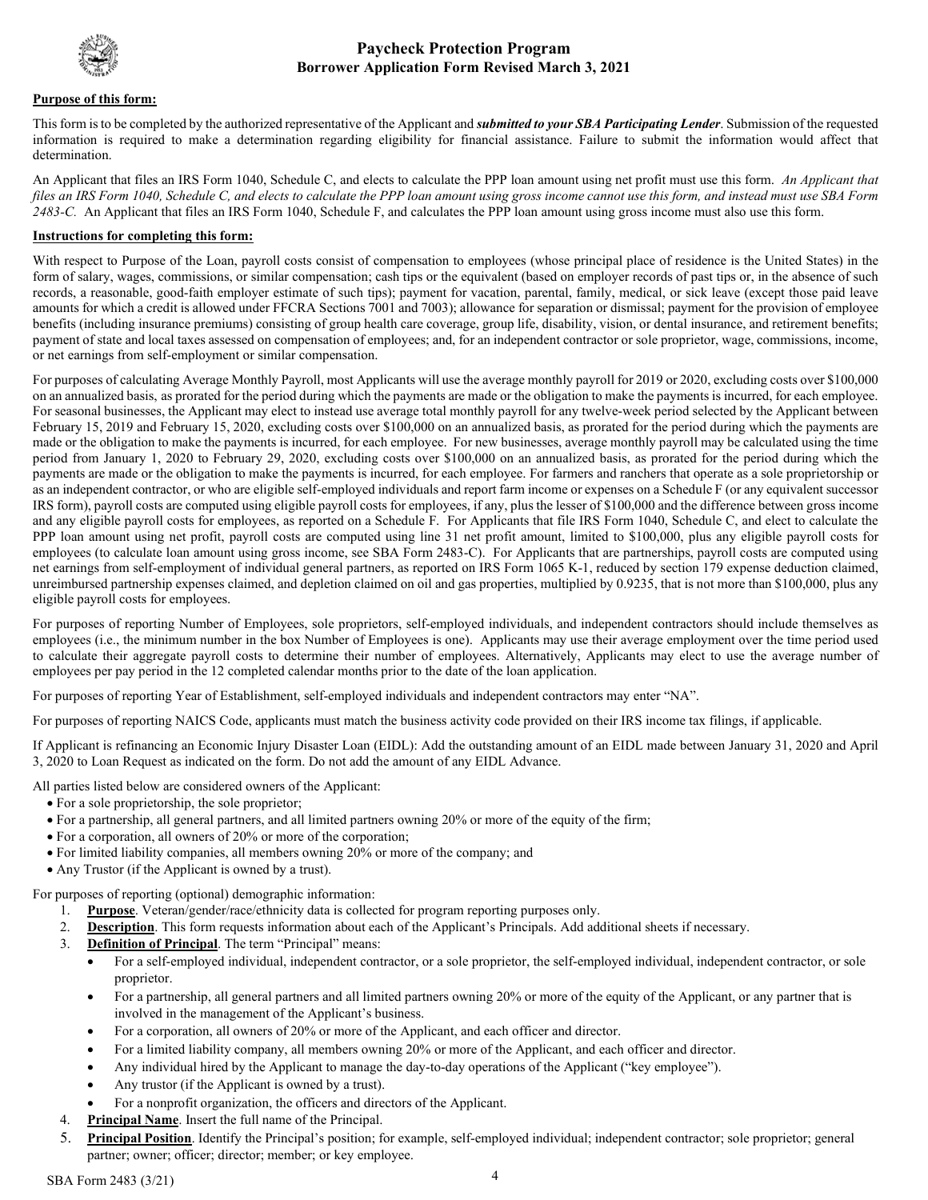# Paycheck Protection Program

## Borrower Application Form Revised March 3, 2021

**Purpose of this form:**

This form is to be completed by the authorized representative of the Applicant and ***submitted to your SBA Participating Lender***. Submission of the requested information is required to make a determination regarding eligibility for financial assistance. Failure to submit the information would affect that determination.

An Applicant that files an IRS Form 1040, Schedule C, and elects to calculate the PPP loan amount using net profit must use this form. *An Applicant that files an IRS Form 1040, Schedule C, and elects to calculate the PPP loan amount using gross income cannot use this form, and instead must use SBA Form 2483-C.* An Applicant that files an IRS Form 1040, Schedule F, and calculates the PPP loan amount using gross income must also use this form.

**Instructions for completing this form:**

With respect to Purpose of the Loan, payroll costs consist of compensation to employees (whose principal place of residence is the United States) in the form of salary, wages, commissions, or similar compensation; cash tips or the equivalent (based on employer records of past tips or, in the absence of such records, a reasonable, good-faith employer estimate of such tips); payment for vacation, parental, family, medical, or sick leave (except those paid leave amounts for which a credit is allowed under FFCRA Sections 7001 and 7003); allowance for separation or dismissal; payment for the provision of employee benefits (including insurance premiums) consisting of group health care coverage, group life, disability, vision, or dental insurance, and retirement benefits; payment of state and local taxes assessed on compensation of employees; and, for an independent contractor or sole proprietor, wage, commissions, income, or net earnings from self-employment or similar compensation.

For purposes of calculating Average Monthly Payroll, most Applicants will use the average monthly payroll for 2019 or 2020, excluding costs over $100,000 on an annualized basis, as prorated for the period during which the payments are made or the obligation to make the payments is incurred, for each employee. For seasonal businesses, the Applicant may elect to instead use average total monthly payroll for any twelve-week period selected by the Applicant between February 15, 2019 and February 15, 2020, excluding costs over $100,000 on an annualized basis, as prorated for the period during which the payments are made or the obligation to make the payments is incurred, for each employee. For new businesses, average monthly payroll may be calculated using the time period from January 1, 2020 to February 29, 2020, excluding costs over $100,000 on an annualized basis, as prorated for the period during which the payments are made or the obligation to make the payments is incurred, for each employee. For farmers and ranchers that operate as a sole proprietorship or as an independent contractor, or who are eligible self-employed individuals and report farm income or expenses on a Schedule F (or any equivalent successor IRS form), payroll costs are computed using eligible payroll costs for employees, if any, plus the lesser of $100,000 and the difference between gross income and any eligible payroll costs for employees, as reported on a Schedule F. For Applicants that file IRS Form 1040, Schedule C, and elect to calculate the PPP loan amount using net profit, payroll costs are computed using line 31 net profit amount, limited to $100,000, plus any eligible payroll costs for employees (to calculate loan amount using gross income, see SBA Form 2483-C). For Applicants that are partnerships, payroll costs are computed using net earnings from self-employment of individual general partners, as reported on IRS Form 1065 K-1, reduced by section 179 expense deduction claimed, unreimbursed partnership expenses claimed, and depletion claimed on oil and gas properties, multiplied by 0.9235, that is not more than $100,000, plus any eligible payroll costs for employees.

For purposes of reporting Number of Employees, sole proprietors, self-employed individuals, and independent contractors should include themselves as employees (i.e., the minimum number in the box Number of Employees is one). Applicants may use their average employment over the time period used to calculate their aggregate payroll costs to determine their number of employees. Alternatively, Applicants may elect to use the average number of employees per pay period in the 12 completed calendar months prior to the date of the loan application.

For purposes of reporting Year of Establishment, self-employed individuals and independent contractors may enter "NA".

For purposes of reporting NAICS Code, applicants must match the business activity code provided on their IRS income tax filings, if applicable.

If Applicant is refinancing an Economic Injury Disaster Loan (EIDL): Add the outstanding amount of an EIDL made between January 31, 2020 and April 3, 2020 to Loan Request as indicated on the form. Do not add the amount of any EIDL Advance.

All parties listed below are considered owners of the Applicant:

- For a sole proprietorship, the sole proprietor;
- For a partnership, all general partners, and all limited partners owning 20% or more of the equity of the firm;
- For a corporation, all owners of 20% or more of the corporation;
- For limited liability companies, all members owning 20% or more of the company; and
- Any Trustor (if the Applicant is owned by a trust).

For purposes of reporting (optional) demographic information:

1. **Purpose**. Veteran/gender/race/ethnicity data is collected for program reporting purposes only.
2. **Description**. This form requests information about each of the Applicant's Principals. Add additional sheets if necessary.
3. **Definition of Principal**. The term "Principal" means:
   - For a self-employed individual, independent contractor, or a sole proprietor, the self-employed individual, independent contractor, or sole proprietor.
   - For a partnership, all general partners and all limited partners owning 20% or more of the equity of the Applicant, or any partner that is involved in the management of the Applicant's business.
   - For a corporation, all owners of 20% or more of the Applicant, and each officer and director.
   - For a limited liability company, all members owning 20% or more of the Applicant, and each officer and director.
   - Any individual hired by the Applicant to manage the day-to-day operations of the Applicant ("key employee").
   - Any trustor (if the Applicant is owned by a trust).
   - For a nonprofit organization, the officers and directors of the Applicant.
4. **Principal Name**. Insert the full name of the Principal.
5. **Principal Position**. Identify the Principal's position; for example, self-employed individual; independent contractor; sole proprietor; general partner; owner; officer; director; member; or key employee.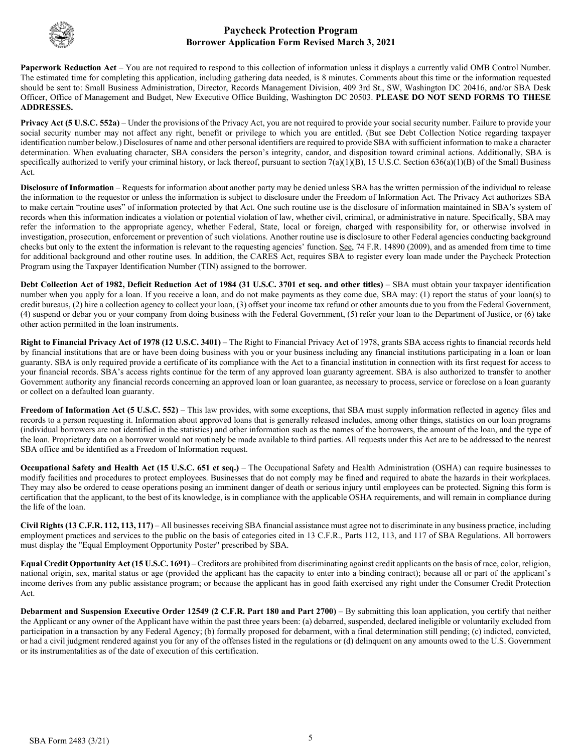# Paycheck Protection Program
## Borrower Application Form Revised March 3, 2021

**Paperwork Reduction Act** – You are not required to respond to this collection of information unless it displays a currently valid OMB Control Number. The estimated time for completing this application, including gathering data needed, is 8 minutes. Comments about this time or the information requested should be sent to: Small Business Administration, Director, Records Management Division, 409 3rd St., SW, Washington DC 20416, and/or SBA Desk Officer, Office of Management and Budget, New Executive Office Building, Washington DC 20503. **PLEASE DO NOT SEND FORMS TO THESE ADDRESSES.**

**Privacy Act (5 U.S.C. 552a)** – Under the provisions of the Privacy Act, you are not required to provide your social security number. Failure to provide your social security number may not affect any right, benefit or privilege to which you are entitled. (But see Debt Collection Notice regarding taxpayer identification number below.) Disclosures of name and other personal identifiers are required to provide SBA with sufficient information to make a character determination. When evaluating character, SBA considers the person's integrity, candor, and disposition toward criminal actions. Additionally, SBA is specifically authorized to verify your criminal history, or lack thereof, pursuant to section 7(a)(1)(B), 15 U.S.C. Section 636(a)(1)(B) of the Small Business Act.

**Disclosure of Information** – Requests for information about another party may be denied unless SBA has the written permission of the individual to release the information to the requestor or unless the information is subject to disclosure under the Freedom of Information Act. The Privacy Act authorizes SBA to make certain "routine uses" of information protected by that Act. One such routine use is the disclosure of information maintained in SBA's system of records when this information indicates a violation or potential violation of law, whether civil, criminal, or administrative in nature. Specifically, SBA may refer the information to the appropriate agency, whether Federal, State, local or foreign, charged with responsibility for, or otherwise involved in investigation, prosecution, enforcement or prevention of such violations. Another routine use is disclosure to other Federal agencies conducting background checks but only to the extent the information is relevant to the requesting agencies' function. See, 74 F.R. 14890 (2009), and as amended from time to time for additional background and other routine uses. In addition, the CARES Act, requires SBA to register every loan made under the Paycheck Protection Program using the Taxpayer Identification Number (TIN) assigned to the borrower.

**Debt Collection Act of 1982, Deficit Reduction Act of 1984 (31 U.S.C. 3701 et seq. and other titles)** – SBA must obtain your taxpayer identification number when you apply for a loan. If you receive a loan, and do not make payments as they come due, SBA may: (1) report the status of your loan(s) to credit bureaus, (2) hire a collection agency to collect your loan, (3) offset your income tax refund or other amounts due to you from the Federal Government, (4) suspend or debar you or your company from doing business with the Federal Government, (5) refer your loan to the Department of Justice, or (6) take other action permitted in the loan instruments.

**Right to Financial Privacy Act of 1978 (12 U.S.C. 3401)** – The Right to Financial Privacy Act of 1978, grants SBA access rights to financial records held by financial institutions that are or have been doing business with you or your business including any financial institutions participating in a loan or loan guaranty. SBA is only required provide a certificate of its compliance with the Act to a financial institution in connection with its first request for access to your financial records. SBA's access rights continue for the term of any approved loan guaranty agreement. SBA is also authorized to transfer to another Government authority any financial records concerning an approved loan or loan guarantee, as necessary to process, service or foreclose on a loan guaranty or collect on a defaulted loan guaranty.

**Freedom of Information Act (5 U.S.C. 552)** – This law provides, with some exceptions, that SBA must supply information reflected in agency files and records to a person requesting it. Information about approved loans that is generally released includes, among other things, statistics on our loan programs (individual borrowers are not identified in the statistics) and other information such as the names of the borrowers, the amount of the loan, and the type of the loan. Proprietary data on a borrower would not routinely be made available to third parties. All requests under this Act are to be addressed to the nearest SBA office and be identified as a Freedom of Information request.

**Occupational Safety and Health Act (15 U.S.C. 651 et seq.)** – The Occupational Safety and Health Administration (OSHA) can require businesses to modify facilities and procedures to protect employees. Businesses that do not comply may be fined and required to abate the hazards in their workplaces. They may also be ordered to cease operations posing an imminent danger of death or serious injury until employees can be protected. Signing this form is certification that the applicant, to the best of its knowledge, is in compliance with the applicable OSHA requirements, and will remain in compliance during the life of the loan.

**Civil Rights (13 C.F.R. 112, 113, 117)** – All businesses receiving SBA financial assistance must agree not to discriminate in any business practice, including employment practices and services to the public on the basis of categories cited in 13 C.F.R., Parts 112, 113, and 117 of SBA Regulations. All borrowers must display the "Equal Employment Opportunity Poster" prescribed by SBA.

**Equal Credit Opportunity Act (15 U.S.C. 1691)** – Creditors are prohibited from discriminating against credit applicants on the basis of race, color, religion, national origin, sex, marital status or age (provided the applicant has the capacity to enter into a binding contract); because all or part of the applicant's income derives from any public assistance program; or because the applicant has in good faith exercised any right under the Consumer Credit Protection Act.

**Debarment and Suspension Executive Order 12549 (2 C.F.R. Part 180 and Part 2700)** – By submitting this loan application, you certify that neither the Applicant or any owner of the Applicant have within the past three years been: (a) debarred, suspended, declared ineligible or voluntarily excluded from participation in a transaction by any Federal Agency; (b) formally proposed for debarment, with a final determination still pending; (c) indicted, convicted, or had a civil judgment rendered against you for any of the offenses listed in the regulations or (d) delinquent on any amounts owed to the U.S. Government or its instrumentalities as of the date of execution of this certification.

SBA Form 2483 (3/21)